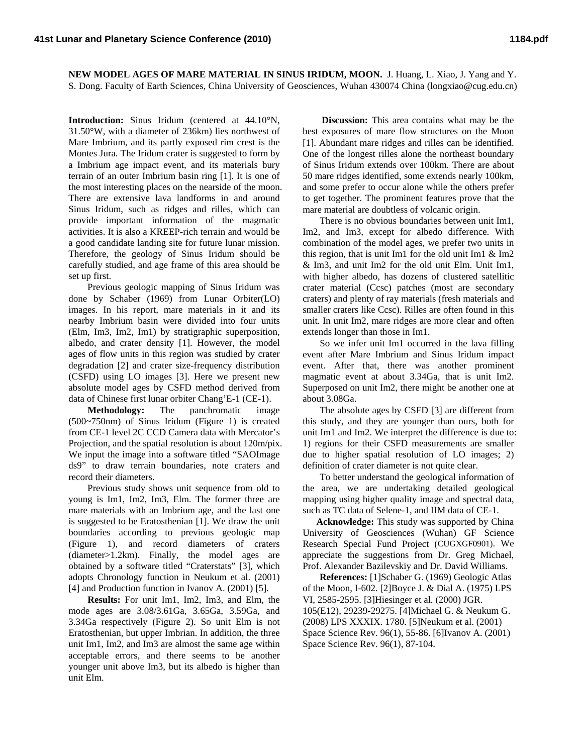**NEW MODEL AGES OF MARE MATERIAL IN SINUS IRIDUM, MOON.** J. Huang, L. Xiao, J. Yang and Y. S. Dong. Faculty of Earth Sciences, China University of Geosciences, Wuhan 430074 China (longxiao@cug.edu.cn)

**Introduction:** Sinus Iridum (centered at 44.10°N, 31.50°W, with a diameter of 236km) lies northwest of Mare Imbrium, and its partly exposed rim crest is the Montes Jura. The Iridum crater is suggested to form by a Imbrium age impact event, and its materials bury terrain of an outer Imbrium basin ring [1]. It is one of the most interesting places on the nearside of the moon. There are extensive lava landforms in and around Sinus Iridum, such as ridges and rilles, which can provide important information of the magmatic activities. It is also a KREEP-rich terrain and would be a good candidate landing site for future lunar mission. Therefore, the geology of Sinus Iridum should be carefully studied, and age frame of this area should be set up first.

Previous geologic mapping of Sinus Iridum was done by Schaber (1969) from Lunar Orbiter(LO) images. In his report, mare materials in it and its nearby Imbrium basin were divided into four units (Elm, Im3, Im2, Im1) by stratigraphic superposition, albedo, and crater density [1]. However, the model ages of flow units in this region was studied by crater degradation [2] and crater size-frequency distribution (CSFD) using LO images [3]. Here we present new absolute model ages by CSFD method derived from data of Chinese first lunar orbiter Chang'E-1 (CE-1).

**Methodology:** The panchromatic image (500~750nm) of Sinus Iridum (Figure 1) is created from CE-1 level 2C CCD Camera data with Mercator's Projection, and the spatial resolution is about 120m/pix. We input the image into a software titled "SAOImage ds9" to draw terrain boundaries, note craters and record their diameters.

Previous study shows unit sequence from old to young is Im1, Im2, Im3, Elm. The former three are mare materials with an Imbrium age, and the last one is suggested to be Eratosthenian [1]. We draw the unit boundaries according to previous geologic map (Figure 1), and record diameters of craters (diameter>1.2km). Finally, the model ages are obtained by a software titled "Craterstats" [3], which adopts Chronology function in Neukum et al. (2001) [4] and Production function in Ivanov A. (2001) [5].

**Results:** For unit Im1, Im2, Im3, and Elm, the mode ages are 3.08/3.61Ga, 3.65Ga, 3.59Ga, and 3.34Ga respectively (Figure 2). So unit Elm is not Eratosthenian, but upper Imbrian. In addition, the three unit Im1, Im2, and Im3 are almost the same age within acceptable errors, and there seems to be another younger unit above Im3, but its albedo is higher than unit Elm.

**Discussion:** This area contains what may be the best exposures of mare flow structures on the Moon [1]. Abundant mare ridges and rilles can be identified. One of the longest rilles alone the northeast boundary of Sinus Iridum extends over 100km. There are about 50 mare ridges identified, some extends nearly 100km, and some prefer to occur alone while the others prefer to get together. The prominent features prove that the mare material are doubtless of volcanic origin.

There is no obvious boundaries between unit Im1, Im2, and Im3, except for albedo difference. With combination of the model ages, we prefer two units in this region, that is unit Im1 for the old unit Im1 & Im2 & Im3, and unit Im2 for the old unit Elm. Unit Im1, with higher albedo, has dozens of clustered satellitic crater material (Ccsc) patches (most are secondary craters) and plenty of ray materials (fresh materials and smaller craters like Ccsc). Rilles are often found in this unit. In unit Im2, mare ridges are more clear and often extends longer than those in Im1.

So we infer unit Im1 occurred in the lava filling event after Mare Imbrium and Sinus Iridum impact event. After that, there was another prominent magmatic event at about 3.34Ga, that is unit Im2. Superposed on unit Im2, there might be another one at about 3.08Ga.

The absolute ages by CSFD [3] are different from this study, and they are younger than ours, both for unit Im1 and Im2. We interpret the difference is due to: 1) regions for their CSFD measurements are smaller due to higher spatial resolution of LO images; 2) definition of crater diameter is not quite clear.

To better understand the geological information of the area, we are undertaking detailed geological mapping using higher quality image and spectral data, such as TC data of Selene-1, and IIM data of CE-1.

**Acknowledge:** This study was supported by China University of Geosciences (Wuhan) GF Science Research Special Fund Project (CUGXGF0901). We appreciate the suggestions from Dr. Greg Michael, Prof. Alexander Bazilevskiy and Dr. David Williams.

**References:** [1]Schaber G. (1969) Geologic Atlas of the Moon, I-602. [2]Boyce J. & Dial A. (1975) LPS VI, 2585-2595. [3]Hiesinger et al. (2000) JGR. 105(E12), 29239-29275. [4]Michael G. & Neukum G. (2008) LPS XXXIX. 1780. [5]Neukum et al. (2001) Space Science Rev. 96(1), 55-86. [6]Ivanov A. (2001) Space Science Rev. 96(1), 87-104.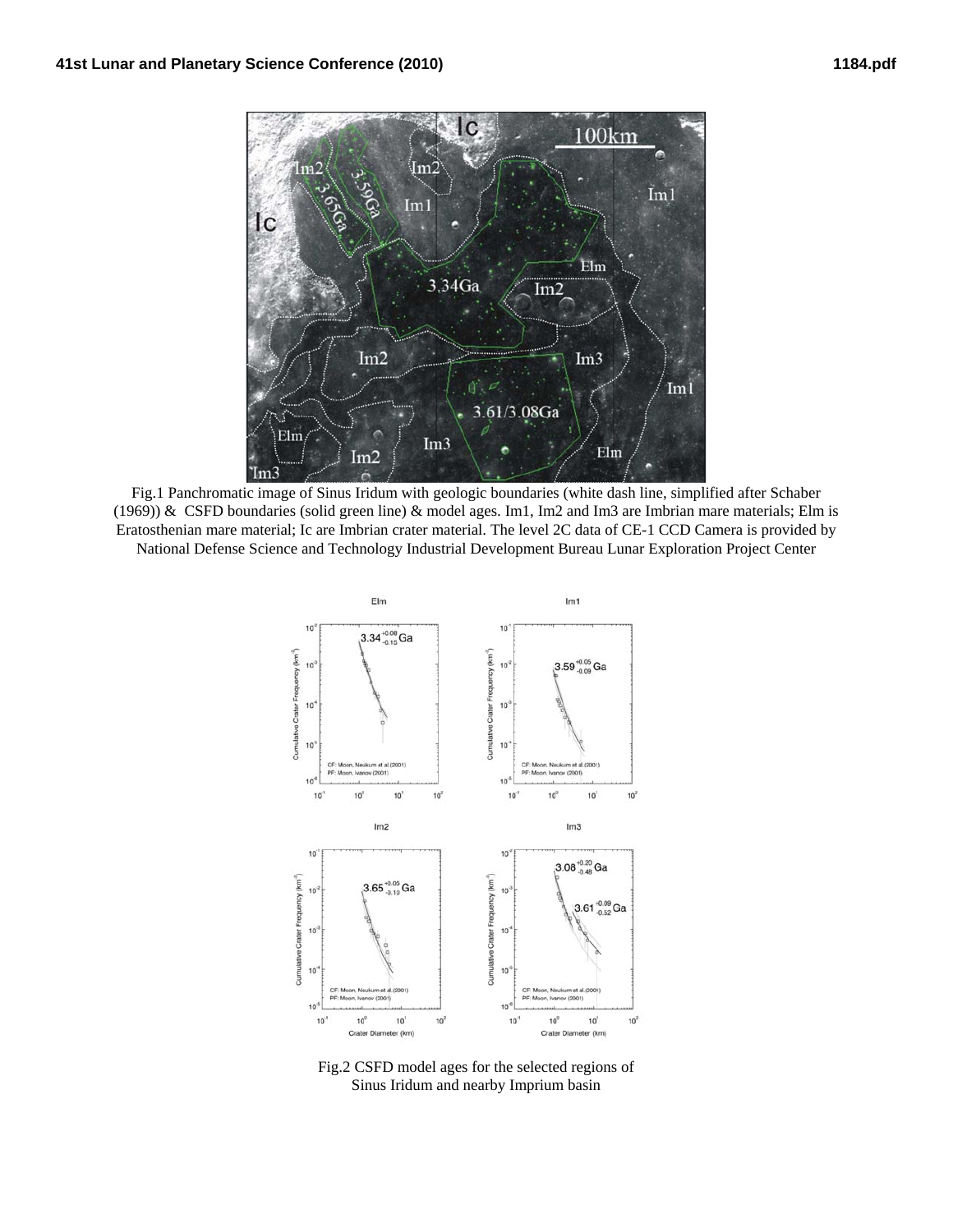Ic

100km

Im2

3.59Ga

Im2

3.65Ga

Im1

Im1

Ic

Elm

3.34Ga

Im2

Im2

Im3

Im1

3.61/3.08Ga

Elm

Im3

Elm

Im2

Im3

Fig.1 Panchromatic image of Sinus Iridum with geologic boundaries (white dash line, simplified after Schaber (1969)) & CSFD boundaries (solid green line) & model ages. Im1, Im2 and Im3 are Imbrian mare materials; Elm is Eratosthenian mare material; Ic are Imbrian crater material. The level 2C data of CE-1 CCD Camera is provided by National Defense Science and Technology Industrial Development Bureau Lunar Exploration Project Center

Elm

$3.34^{+0.08}_{-0.15}$ Ga

CF: Moon, Neukum et al.(2001)
PF: Moon, Ivanov (2001)

Im1

$3.59^{+0.05}_{-0.09}$ Ga

CF: Moon, Neukum et al.(2001)
PF: Moon, Ivanov (2001)

Im2

$3.65^{+0.05}_{-0.10}$ Ga

CF: Moon, Neukum et al.(2001)
PF: Moon, Ivanov (2001)

Im3

$3.08^{+0.20}_{-0.48}$ Ga

$3.61^{+0.09}_{-0.52}$ Ga

CF: Moon, Neukum et al.(2001)
PF: Moon, Ivanov (2001)

Cumulative Crater Frequency ($km^{-2}$)

Crater Diameter (km)

Fig.2 CSFD model ages for the selected regions of Sinus Iridum and nearby Imprium basin